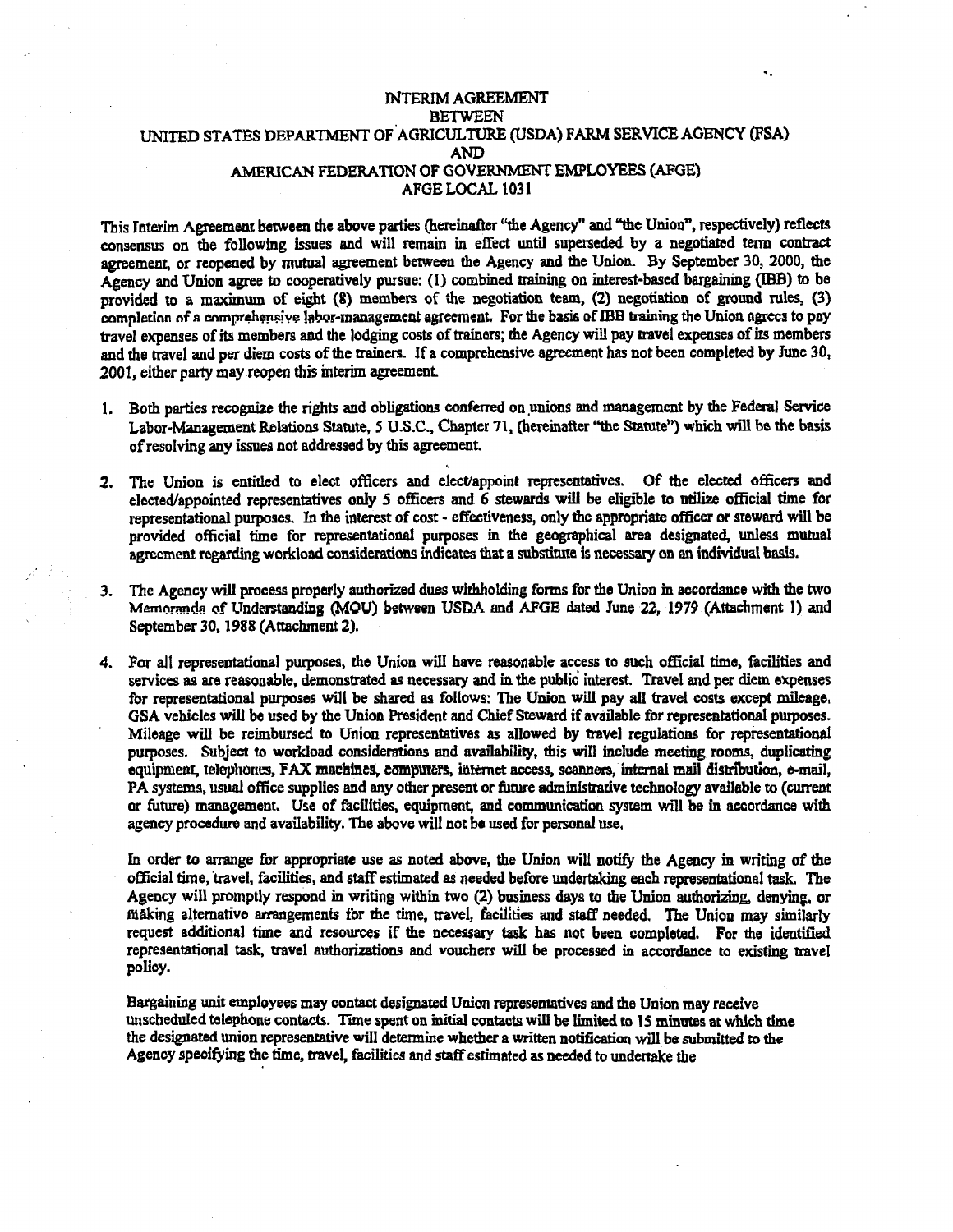# INTERIM AGREEMENT
## BETWEEN
## UNITED STATES DEPARTMENT OF AGRICULTURE (USDA) FARM SERVICE AGENCY (FSA)
## AND
## AMERICAN FEDERATION OF GOVERNMENT EMPLOYEES (AFGE)
## AFGE LOCAL 1031

This Interim Agreement between the above parties (hereinafter "the Agency" and "the Union", respectively) reflects consensus on the following issues and will remain in effect until superseded by a negotiated term contract agreement, or reopened by mutual agreement between the Agency and the Union. By September 30, 2000, the Agency and Union agree to cooperatively pursue: (1) combined training on interest-based bargaining (IBB) to be provided to a maximum of eight (8) members of the negotiation team, (2) negotiation of ground rules, (3) completion of a comprehensive labor-management agreement. For the basis of IBB training the Union agrees to pay travel expenses of its members and the lodging costs of trainers; the Agency will pay travel expenses of its members and the travel and per diem costs of the trainers. If a comprehensive agreement has not been completed by June 30, 2001, either party may reopen this interim agreement.

1. Both parties recognize the rights and obligations conferred on unions and management by the Federal Service Labor-Management Relations Statute, 5 U.S.C., Chapter 71, (hereinafter "the Statute") which will be the basis of resolving any issues not addressed by this agreement.

2. The Union is entitled to elect officers and elect/appoint representatives. Of the elected officers and elected/appointed representatives only 5 officers and 6 stewards will be eligible to utilize official time for representational purposes. In the interest of cost - effectiveness, only the appropriate officer or steward will be provided official time for representational purposes in the geographical area designated, unless mutual agreement regarding workload considerations indicates that a substitute is necessary on an individual basis.

3. The Agency will process properly authorized dues withholding forms for the Union in accordance with the two Memoranda of Understanding (MOU) between USDA and AFGE dated June 22, 1979 (Attachment 1) and September 30, 1988 (Attachment 2).

4. For all representational purposes, the Union will have reasonable access to such official time, facilities and services as are reasonable, demonstrated as necessary and in the public interest. Travel and per diem expenses for representational purposes will be shared as follows: The Union will pay all travel costs except mileage. GSA vehicles will be used by the Union President and Chief Steward if available for representational purposes. Mileage will be reimbursed to Union representatives as allowed by travel regulations for representational purposes. Subject to workload considerations and availability, this will include meeting rooms, duplicating equipment, telephones, FAX machines, computers, internet access, scanners, internal mail distribution, e-mail, PA systems, usual office supplies and any other present or future administrative technology available to (current or future) management. Use of facilities, equipment, and communication system will be in accordance with agency procedure and availability. The above will not be used for personal use.

   In order to arrange for appropriate use as noted above, the Union will notify the Agency in writing of the official time, travel, facilities, and staff estimated as needed before undertaking each representational task. The Agency will promptly respond in writing within two (2) business days to the Union authorizing, denying, or making alternative arrangements for the time, travel, facilities and staff needed. The Union may similarly request additional time and resources if the necessary task has not been completed. For the identified representational task, travel authorizations and vouchers will be processed in accordance to existing travel policy.

   Bargaining unit employees may contact designated Union representatives and the Union may receive unscheduled telephone contacts. Time spent on initial contacts will be limited to 15 minutes at which time the designated union representative will determine whether a written notification will be submitted to the Agency specifying the time, travel, facilities and staff estimated as needed to undertake the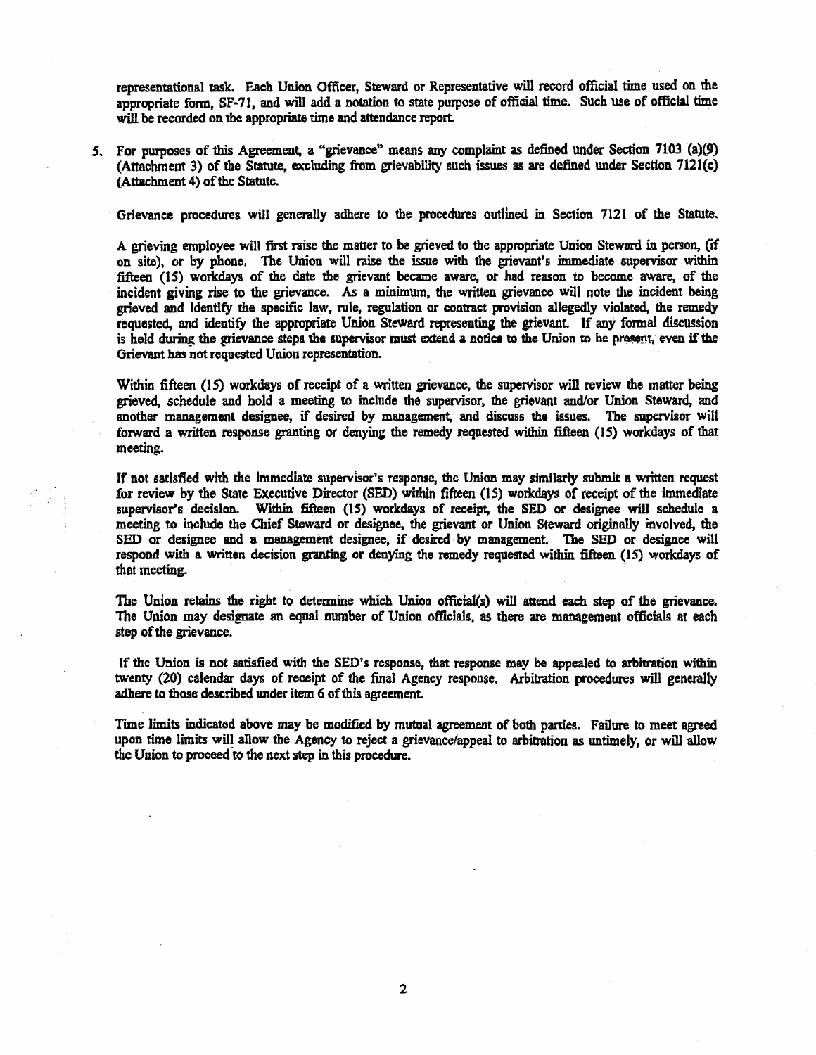representational task. Each Union Officer, Steward or Representative will record official time used on the appropriate form, SF-71, and will add a notation to state purpose of official time. Such use of official time will be recorded on the appropriate time and attendance report.

5. For purposes of this Agreement, a "grievance" means any complaint as defined under Section 7103 (a)(9) (Attachment 3) of the Statute, excluding from grievability such issues as are defined under Section 7121(c) (Attachment 4) of the Statute.

Grievance procedures will generally adhere to the procedures outlined in Section 7121 of the Statute.

A grieving employee will first raise the matter to be grieved to the appropriate Union Steward in person, (if on site), or by phone. The Union will raise the issue with the grievant's immediate supervisor within fifteen (15) workdays of the date the grievant became aware, or had reason to become aware, of the incident giving rise to the grievance. As a minimum, the written grievance will note the incident being grieved and identify the specific law, rule, regulation or contract provision allegedly violated, the remedy requested, and identify the appropriate Union Steward representing the grievant. If any formal discussion is held during the grievance steps the supervisor must extend a notice to the Union to be present, even if the Grievant has not requested Union representation.

Within fifteen (15) workdays of receipt of a written grievance, the supervisor will review the matter being grieved, schedule and hold a meeting to include the supervisor, the grievant and/or Union Steward, and another management designee, if desired by management, and discuss the issues. The supervisor will forward a written response granting or denying the remedy requested within fifteen (15) workdays of that meeting.

If not satisfied with the immediate supervisor's response, the Union may similarly submit a written request for review by the State Executive Director (SED) within fifteen (15) workdays of receipt of the immediate supervisor's decision. Within fifteen (15) workdays of receipt, the SED or designee will schedule a meeting to include the Chief Steward or designee, the grievant or Union Steward originally involved, the SED or designee and a management designee, if desired by management. The SED or designee will respond with a written decision granting or denying the remedy requested within fifteen (15) workdays of that meeting.

The Union retains the right to determine which Union official(s) will attend each step of the grievance. The Union may designate an equal number of Union officials, as there are management officials at each step of the grievance.

If the Union is not satisfied with the SED's response, that response may be appealed to arbitration within twenty (20) calendar days of receipt of the final Agency response. Arbitration procedures will generally adhere to those described under item 6 of this agreement.

Time limits indicated above may be modified by mutual agreement of both parties. Failure to meet agreed upon time limits will allow the Agency to reject a grievance/appeal to arbitration as untimely, or will allow the Union to proceed to the next step in this procedure.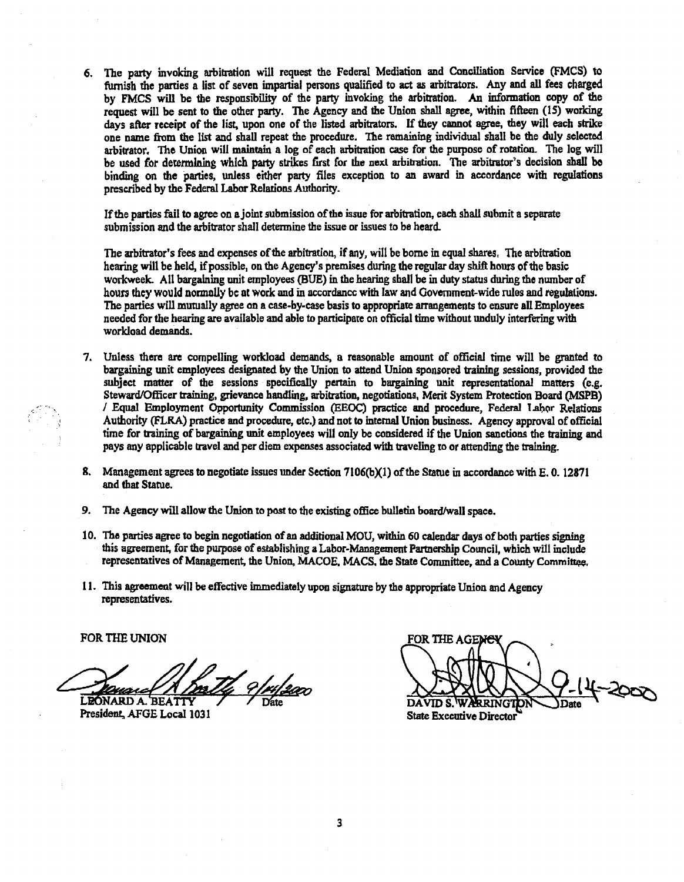6. The party invoking arbitration will request the Federal Mediation and Conciliation Service (FMCS) to furnish the parties a list of seven impartial persons qualified to act as arbitrators. Any and all fees charged by FMCS will be the responsibility of the party invoking the arbitration. An information copy of the request will be sent to the other party. The Agency and the Union shall agree, within fifteen (15) working days after receipt of the list, upon one of the listed arbitrators. If they cannot agree, they will each strike one name from the list and shall repeat the procedure. The remaining individual shall be the duly selected arbitrator. The Union will maintain a log of each arbitration case for the purpose of rotation. The log will be used for determining which party strikes first for the next arbitration. The arbitrator's decision shall be binding on the parties, unless either party files exception to an award in accordance with regulations prescribed by the Federal Labor Relations Authority.

   If the parties fail to agree on a joint submission of the issue for arbitration, each shall submit a separate submission and the arbitrator shall determine the issue or issues to be heard.

   The arbitrator's fees and expenses of the arbitration, if any, will be borne in equal shares. The arbitration hearing will be held, if possible, on the Agency's premises during the regular day shift hours of the basic workweek. All bargaining unit employees (BUE) in the hearing shall be in duty status during the number of hours they would normally be at work and in accordance with law and Government-wide rules and regulations. The parties will mutually agree on a case-by-case basis to appropriate arrangements to ensure all Employees needed for the hearing are available and able to participate on official time without unduly interfering with workload demands.

7. Unless there are compelling workload demands, a reasonable amount of official time will be granted to bargaining unit employees designated by the Union to attend Union sponsored training sessions, provided the subject matter of the sessions specifically pertain to bargaining unit representational matters (e.g. Steward/Officer training, grievance handling, arbitration, negotiations, Merit System Protection Board (MSPB) / Equal Employment Opportunity Commission (EEOC) practice and procedure, Federal Labor Relations Authority (FLRA) practice and procedure, etc.) and not to internal Union business. Agency approval of official time for training of bargaining unit employees will only be considered if the Union sanctions the training and pays any applicable travel and per diem expenses associated with traveling to or attending the training.

8. Management agrees to negotiate issues under Section 7106(b)(1) of the Statue in accordance with E. O. 12871 and that Statue.

9. The Agency will allow the Union to post to the existing office bulletin board/wall space.

10. The parties agree to begin negotiation of an additional MOU, within 60 calendar days of both parties signing this agreement, for the purpose of establishing a Labor-Management Partnership Council, which will include representatives of Management, the Union, MACOE, MACS, the State Committee, and a County Committee.

11. This agreement will be effective immediately upon signature by the appropriate Union and Agency representatives.

| FOR THE UNION | FOR THE AGENCY |
|---|---|
| [signature] 9/14/2000 | [signature] 9-14-2000 |
| LEONARD A. BEATTY — Date | DAVID S. WARRINGTON — Date |
| President, AFGE Local 1031 | State Executive Director |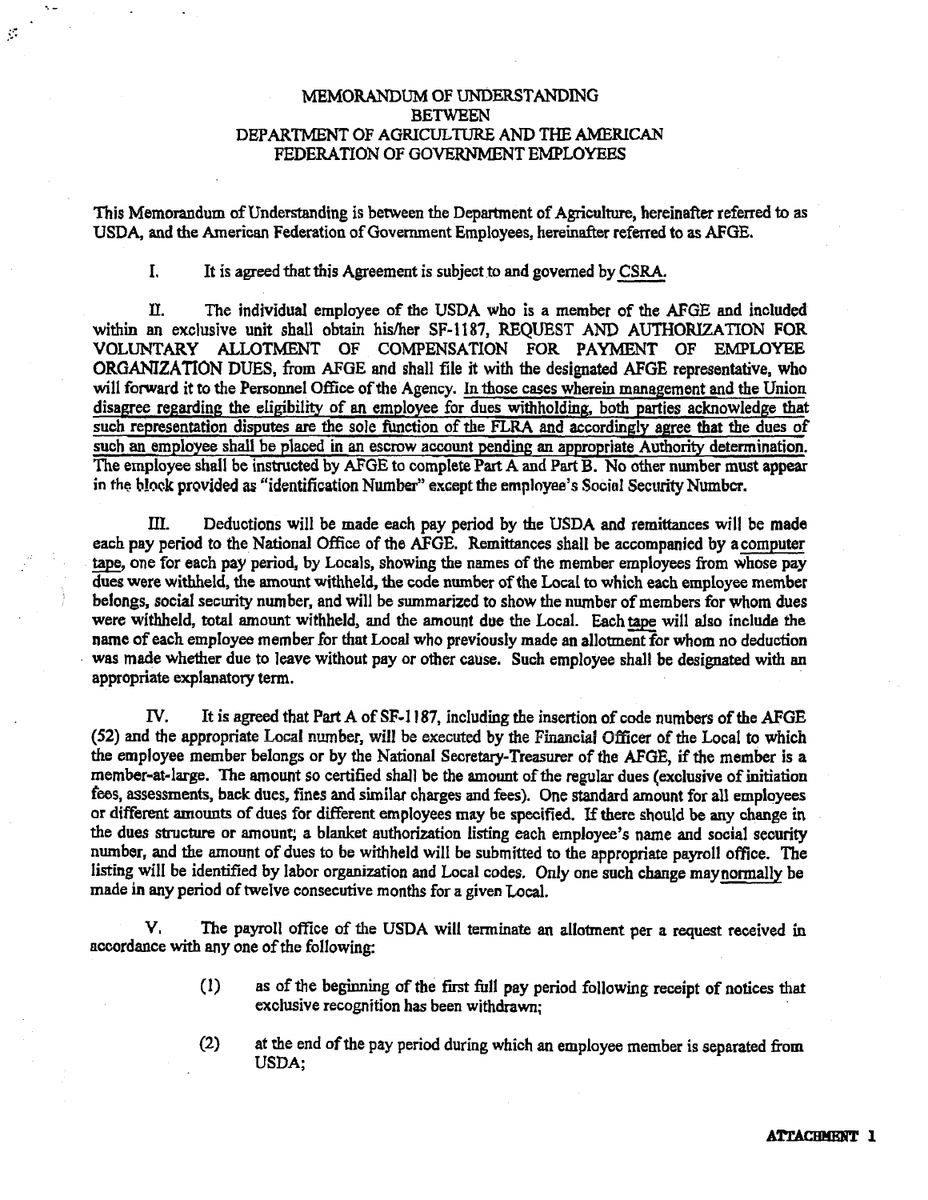# MEMORANDUM OF UNDERSTANDING BETWEEN DEPARTMENT OF AGRICULTURE AND THE AMERICAN FEDERATION OF GOVERNMENT EMPLOYEES

This Memorandum of Understanding is between the Department of Agriculture, hereinafter referred to as USDA, and the American Federation of Government Employees, hereinafter referred to as AFGE.

I. It is agreed that this Agreement is subject to and governed by CSRA.

II. The individual employee of the USDA who is a member of the AFGE and included within an exclusive unit shall obtain his/her SF-1187, REQUEST AND AUTHORIZATION FOR VOLUNTARY ALLOTMENT OF COMPENSATION FOR PAYMENT OF EMPLOYEE ORGANIZATION DUES, from AFGE and shall file it with the designated AFGE representative, who will forward it to the Personnel Office of the Agency. In those cases wherein management and the Union disagree regarding the eligibility of an employee for dues withholding, both parties acknowledge that such representation disputes are the sole function of the FLRA and accordingly agree that the dues of such an employee shall be placed in an escrow account pending an appropriate Authority determination. The employee shall be instructed by AFGE to complete Part A and Part B. No other number must appear in the block provided as "identification Number" except the employee's Social Security Number.

III. Deductions will be made each pay period by the USDA and remittances will be made each pay period to the National Office of the AFGE. Remittances shall be accompanied by a computer tape, one for each pay period, by Locals, showing the names of the member employees from whose pay dues were withheld, the amount withheld, the code number of the Local to which each employee member belongs, social security number, and will be summarized to show the number of members for whom dues were withheld, total amount withheld, and the amount due the Local. Each tape will also include the name of each employee member for that Local who previously made an allotment for whom no deduction was made whether due to leave without pay or other cause. Such employee shall be designated with an appropriate explanatory term.

IV. It is agreed that Part A of SF-1187, including the insertion of code numbers of the AFGE (52) and the appropriate Local number, will be executed by the Financial Officer of the Local to which the employee member belongs or by the National Secretary-Treasurer of the AFGE, if the member is a member-at-large. The amount so certified shall be the amount of the regular dues (exclusive of initiation fees, assessments, back dues, fines and similar charges and fees). One standard amount for all employees or different amounts of dues for different employees may be specified. If there should be any change in the dues structure or amount; a blanket authorization listing each employee's name and social security number, and the amount of dues to be withheld will be submitted to the appropriate payroll office. The listing will be identified by labor organization and Local codes. Only one such change may normally be made in any period of twelve consecutive months for a given Local.

V. The payroll office of the USDA will terminate an allotment per a request received in accordance with any one of the following:

(1) as of the beginning of the first full pay period following receipt of notices that exclusive recognition has been withdrawn;

(2) at the end of the pay period during which an employee member is separated from USDA;

**ATTACHMENT 1**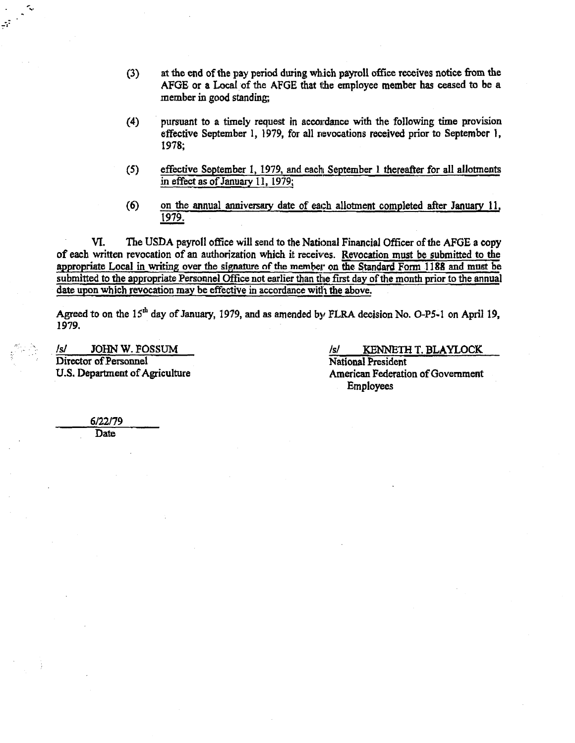(3) at the end of the pay period during which payroll office receives notice from the AFGE or a Local of the AFGE that the employee member has ceased to be a member in good standing;

(4) pursuant to a timely request in accordance with the following time provision effective September 1, 1979, for all revocations received prior to September 1, 1978;

(5) <u>effective September 1, 1979, and each September 1 thereafter for all allotments in effect as of January 11, 1979;</u>

(6) <u>on the annual anniversary date of each allotment completed after January 11, 1979.</u>

VI. The USDA payroll office will send to the National Financial Officer of the AFGE a copy of each written revocation of an authorization which it receives. <u>Revocation must be submitted to the appropriate Local in writing over the signature of the member on the Standard Form 1188 and must be submitted to the appropriate Personnel Office not earlier than the first day of the month prior to the annual date upon which revocation may be effective in accordance with the above.</u>

Agreed to on the 15th day of January, 1979, and as amended by FLRA decision No. O-P5-1 on April 19, 1979.

/s/ JOHN W. FOSSUM
Director of Personnel
U.S. Department of Agriculture

/s/ KENNETH T. BLAYLOCK
National President
American Federation of Government Employees

6/22/79
Date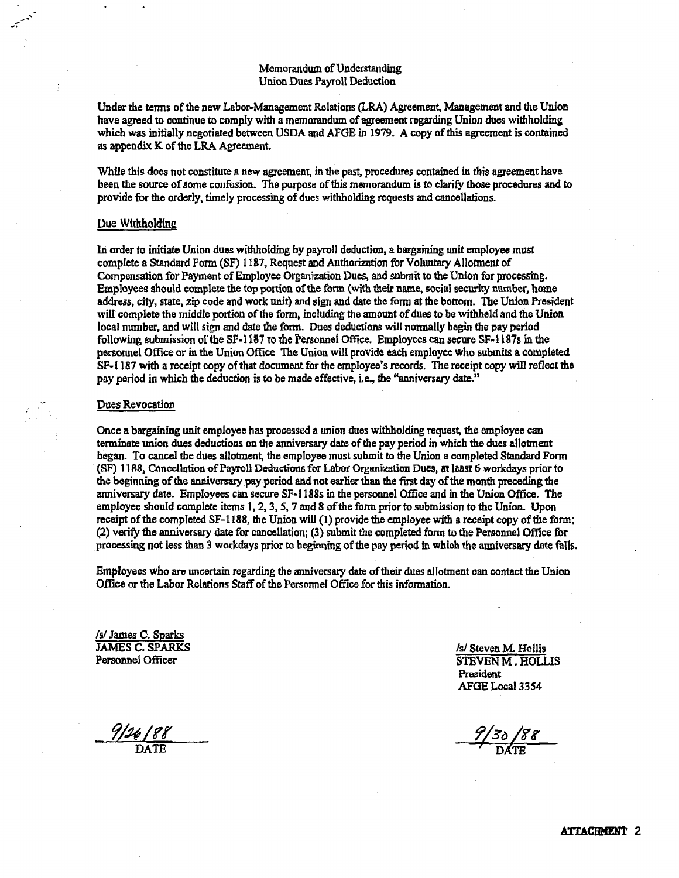# Memorandum of Understanding
## Union Dues Payroll Deduction

Under the terms of the new Labor-Management Relations (LRA) Agreement, Management and the Union have agreed to continue to comply with a memorandum of agreement regarding Union dues withholding which was initially negotiated between USDA and AFGE in 1979. A copy of this agreement is contained as appendix K of the LRA Agreement.

While this does not constitute a new agreement, in the past, procedures contained in this agreement have been the source of some confusion. The purpose of this memorandum is to clarify those procedures and to provide for the orderly, timely processing of dues withholding requests and cancellations.

### Due Withholding

In order to initiate Union dues withholding by payroll deduction, a bargaining unit employee must complete a Standard Form (SF) 1187, Request and Authorization for Voluntary Allotment of Compensation for Payment of Employee Organization Dues, and submit to the Union for processing. Employees should complete the top portion of the form (with their name, social security number, home address, city, state, zip code and work unit) and sign and date the form at the bottom. The Union President will complete the middle portion of the form, including the amount of dues to be withheld and the Union local number, and will sign and date the form. Dues deductions will normally begin the pay period following submission of the SF-1187 to the Personnel Office. Employees can secure SF-1187s in the personnel Office or in the Union Office The Union will provide each employee who submits a completed SF-1187 with a receipt copy of that document for the employee's records. The receipt copy will reflect the pay period in which the deduction is to be made effective, i.e., the "anniversary date."

### Dues Revocation

Once a bargaining unit employee has processed a union dues withholding request, the employee can terminate union dues deductions on the anniversary date of the pay period in which the dues allotment began. To cancel the dues allotment, the employee must submit to the Union a completed Standard Form (SF) 1188, Cancellation of Payroll Deductions for Labor Organization Dues, at least 6 workdays prior to the beginning of the anniversary pay period and not earlier than the first day of the month preceding the anniversary date. Employees can secure SF-1188s in the personnel Office and in the Union Office. The employee should complete items 1, 2, 3, 5, 7 and 8 of the form prior to submission to the Union. Upon receipt of the completed SF-1188, the Union will (1) provide the employee with a receipt copy of the form; (2) verify the anniversary date for cancellation; (3) submit the completed form to the Personnel Office for processing not less than 3 workdays prior to beginning of the pay period in which the anniversary date falls.

Employees who are uncertain regarding the anniversary date of their dues allotment can contact the Union Office or the Labor Relations Staff of the Personnel Office for this information.

/s/ James C. Sparks
JAMES C. SPARKS
Personnel Officer

9/26/88
DATE

/s/ Steven M. Hollis
STEVEN M. HOLLIS
President
AFGE Local 3354

9/30/88
DATE

**ATTACHMENT 2**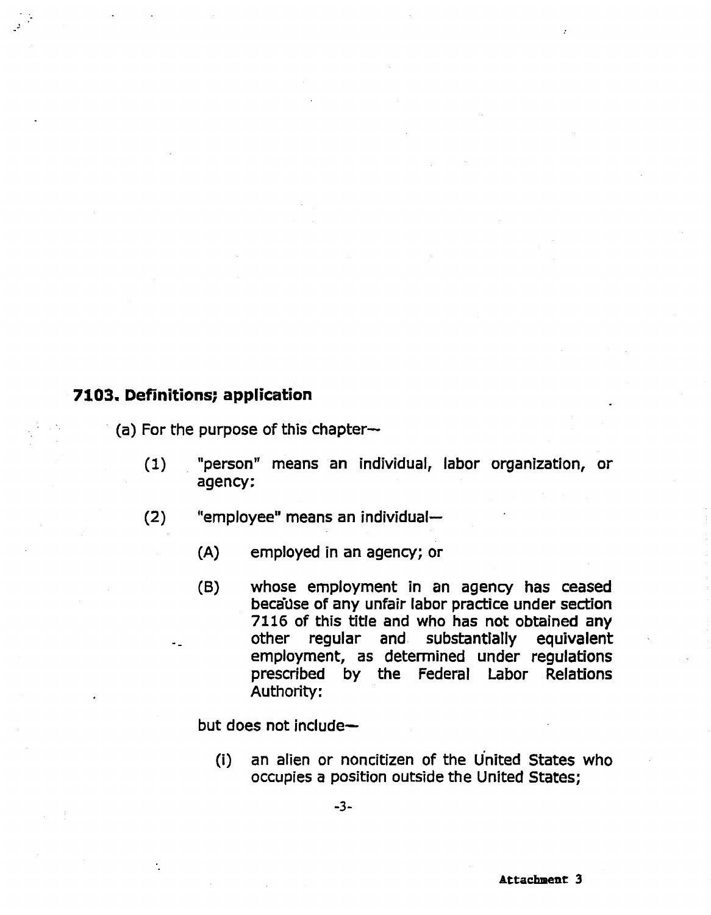## 7103. Definitions; application

(a) For the purpose of this chapter—

(1) "person" means an individual, labor organization, or agency:

(2) "employee" means an individual—

(A) employed in an agency; or

(B) whose employment in an agency has ceased because of any unfair labor practice under section 7116 of this title and who has not obtained any other regular and substantially equivalent employment, as determined under regulations prescribed by the Federal Labor Relations Authority:

but does not include—

(i) an alien or noncitizen of the United States who occupies a position outside the United States;

Attachment 3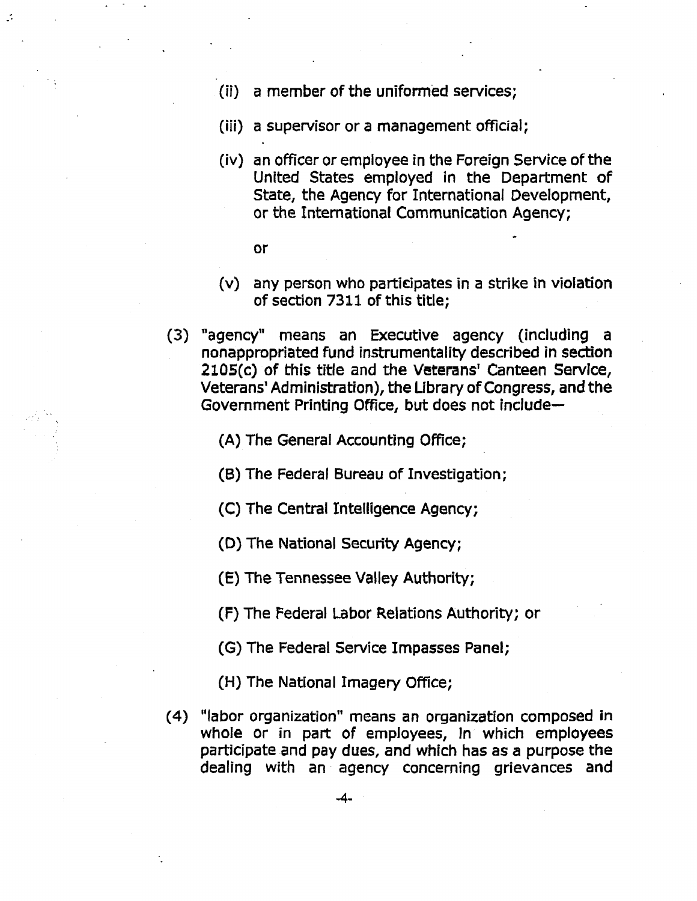(ii) a member of the uniformed services;

(iii) a supervisor or a management official;

(iv) an officer or employee in the Foreign Service of the United States employed in the Department of State, the Agency for International Development, or the International Communication Agency;

or

(v) any person who participates in a strike in violation of section 7311 of this title;

(3) "agency" means an Executive agency (including a nonappropriated fund instrumentality described in section 2105(c) of this title and the Veterans' Canteen Service, Veterans' Administration), the Library of Congress, and the Government Printing Office, but does not include—

(A) The General Accounting Office;

(B) The Federal Bureau of Investigation;

(C) The Central Intelligence Agency;

(D) The National Security Agency;

(E) The Tennessee Valley Authority;

(F) The Federal Labor Relations Authority; or

(G) The Federal Service Impasses Panel;

(H) The National Imagery Office;

(4) "labor organization" means an organization composed in whole or in part of employees, in which employees participate and pay dues, and which has as a purpose the dealing with an agency concerning grievances and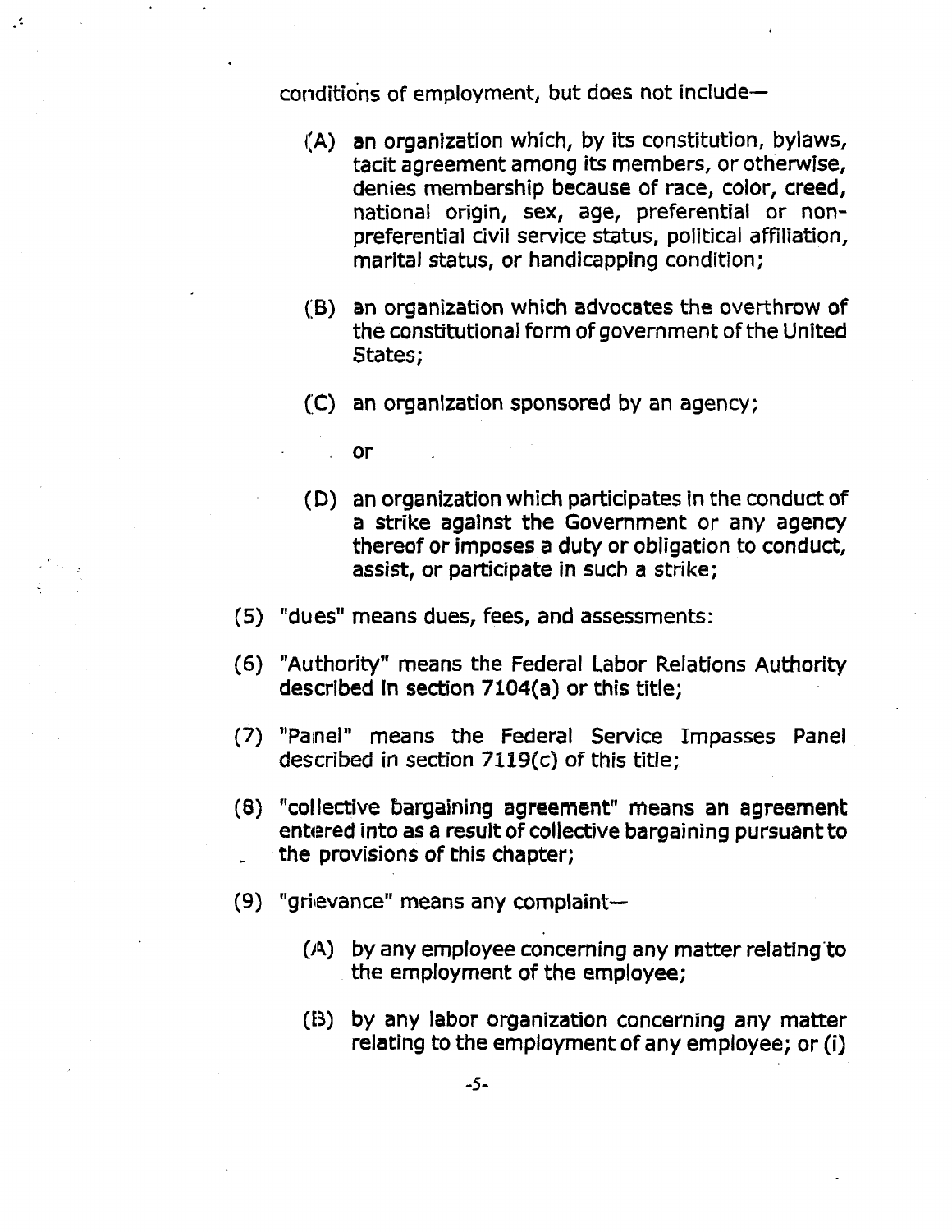conditions of employment, but does not include—

- (A) an organization which, by its constitution, bylaws, tacit agreement among its members, or otherwise, denies membership because of race, color, creed, national origin, sex, age, preferential or non-preferential civil service status, political affiliation, marital status, or handicapping condition;

- (B) an organization which advocates the overthrow of the constitutional form of government of the United States;

- (C) an organization sponsored by an agency;

  or

- (D) an organization which participates in the conduct of a strike against the Government or any agency thereof or imposes a duty or obligation to conduct, assist, or participate in such a strike;

(5) "dues" means dues, fees, and assessments:

(6) "Authority" means the Federal Labor Relations Authority described in section 7104(a) or this title;

(7) "Panel" means the Federal Service Impasses Panel described in section 7119(c) of this title;

(8) "collective bargaining agreement" means an agreement entered into as a result of collective bargaining pursuant to the provisions of this chapter;

(9) "grievance" means any complaint—

- (A) by any employee concerning any matter relating to the employment of the employee;

- (B) by any labor organization concerning any matter relating to the employment of any employee; or (i)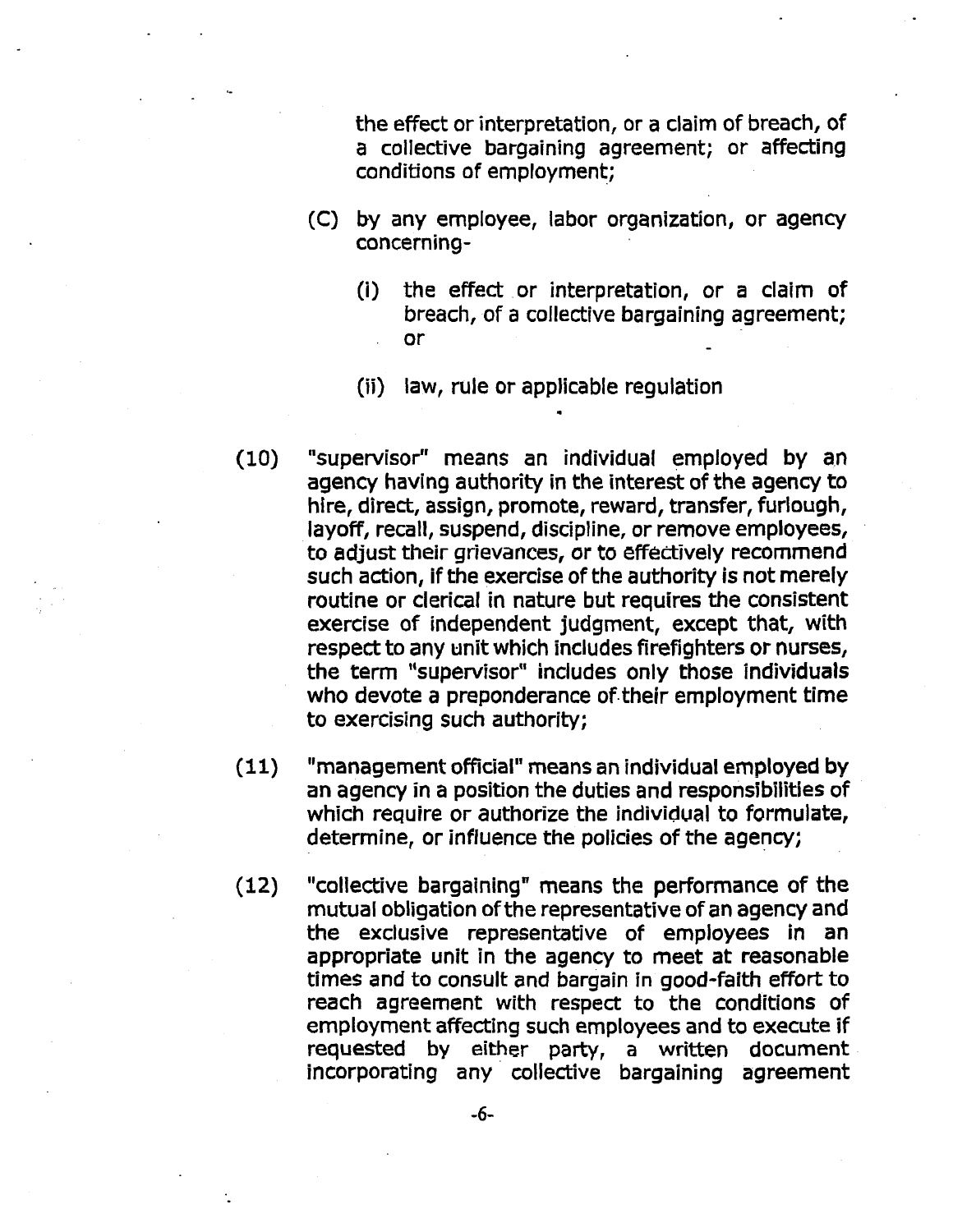the effect or interpretation, or a claim of breach, of a collective bargaining agreement; or affecting conditions of employment;

(C) by any employee, labor organization, or agency concerning-

(i) the effect or interpretation, or a claim of breach, of a collective bargaining agreement; or

(ii) law, rule or applicable regulation

(10) "supervisor" means an individual employed by an agency having authority in the interest of the agency to hire, direct, assign, promote, reward, transfer, furlough, layoff, recall, suspend, discipline, or remove employees, to adjust their grievances, or to effectively recommend such action, if the exercise of the authority is not merely routine or clerical in nature but requires the consistent exercise of independent judgment, except that, with respect to any unit which includes firefighters or nurses, the term "supervisor" includes only those individuals who devote a preponderance of their employment time to exercising such authority;

(11) "management official" means an individual employed by an agency in a position the duties and responsibilities of which require or authorize the individual to formulate, determine, or influence the policies of the agency;

(12) "collective bargaining" means the performance of the mutual obligation of the representative of an agency and the exclusive representative of employees in an appropriate unit in the agency to meet at reasonable times and to consult and bargain in good-faith effort to reach agreement with respect to the conditions of employment affecting such employees and to execute if requested by either party, a written document incorporating any collective bargaining agreement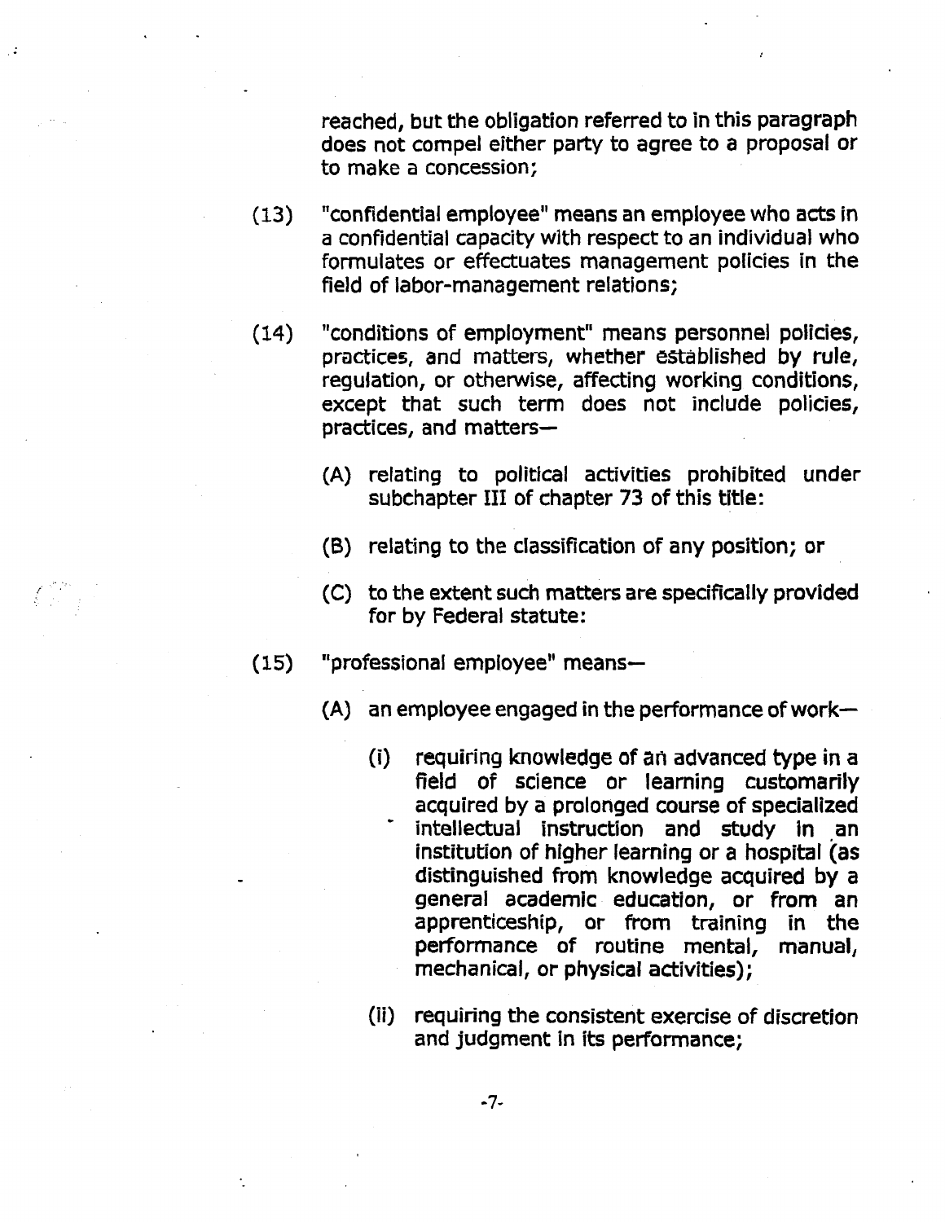reached, but the obligation referred to in this paragraph does not compel either party to agree to a proposal or to make a concession;

(13) "confidential employee" means an employee who acts in a confidential capacity with respect to an individual who formulates or effectuates management policies in the field of labor-management relations;

(14) "conditions of employment" means personnel policies, practices, and matters, whether established by rule, regulation, or otherwise, affecting working conditions, except that such term does not include policies, practices, and matters—

 (A) relating to political activities prohibited under subchapter III of chapter 73 of this title:

 (B) relating to the classification of any position; or

 (C) to the extent such matters are specifically provided for by Federal statute:

(15) "professional employee" means—

 (A) an employee engaged in the performance of work—

  (i) requiring knowledge of an advanced type in a field of science or learning customarily acquired by a prolonged course of specialized intellectual instruction and study in an institution of higher learning or a hospital (as distinguished from knowledge acquired by a general academic education, or from an apprenticeship, or from training in the performance of routine mental, manual, mechanical, or physical activities);

  (ii) requiring the consistent exercise of discretion and judgment in its performance;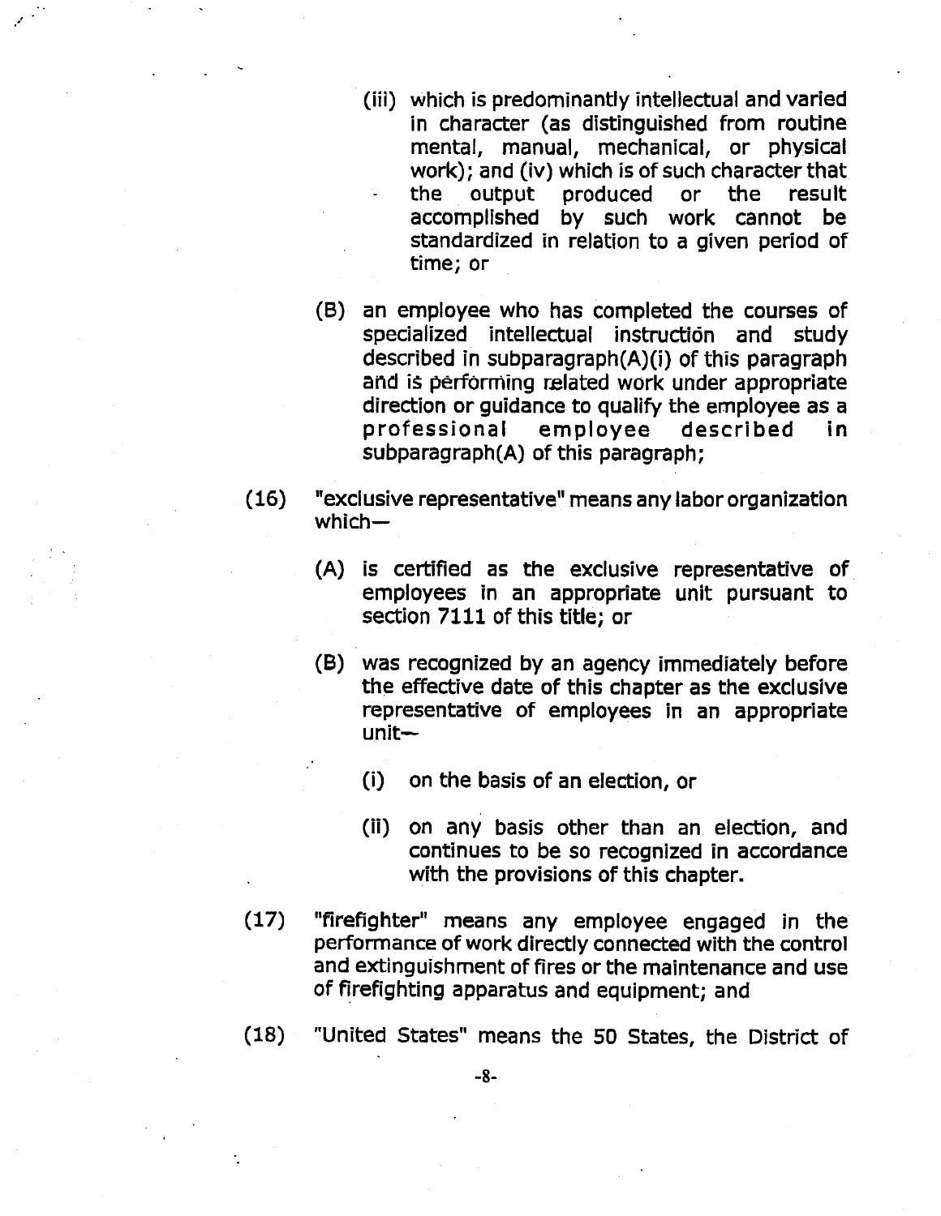(iii) which is predominantly intellectual and varied in character (as distinguished from routine mental, manual, mechanical, or physical work); and (iv) which is of such character that the output produced or the result accomplished by such work cannot be standardized in relation to a given period of time; or

(B) an employee who has completed the courses of specialized intellectual instruction and study described in subparagraph(A)(i) of this paragraph and is performing related work under appropriate direction or guidance to qualify the employee as a professional employee described in subparagraph(A) of this paragraph;

(16) "exclusive representative" means any labor organization which—

(A) is certified as the exclusive representative of employees in an appropriate unit pursuant to section 7111 of this title; or

(B) was recognized by an agency immediately before the effective date of this chapter as the exclusive representative of employees in an appropriate unit—

(i) on the basis of an election, or

(ii) on any basis other than an election, and continues to be so recognized in accordance with the provisions of this chapter.

(17) "firefighter" means any employee engaged in the performance of work directly connected with the control and extinguishment of fires or the maintenance and use of firefighting apparatus and equipment; and

(18) "United States" means the 50 States, the District of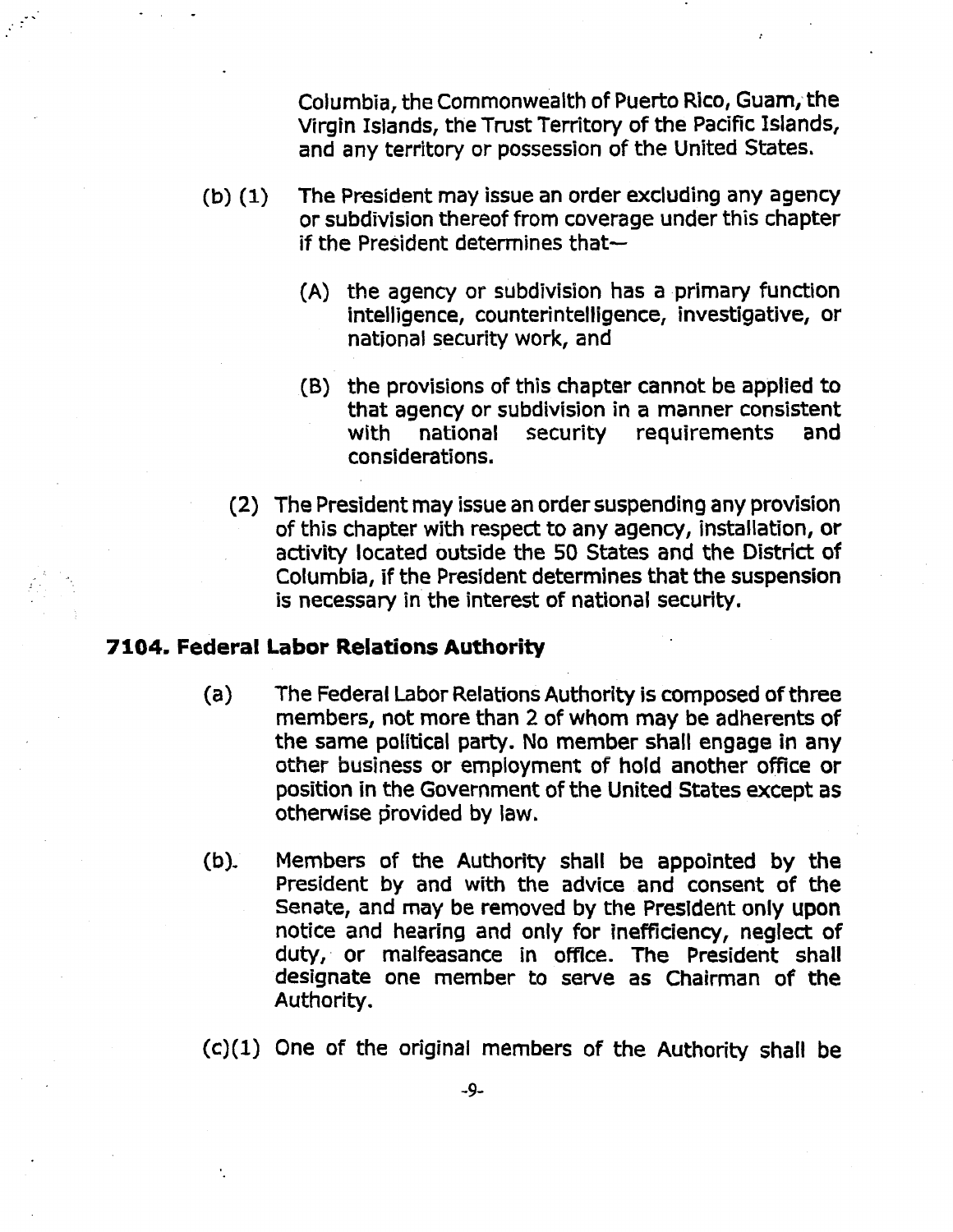Columbia, the Commonwealth of Puerto Rico, Guam, the Virgin Islands, the Trust Territory of the Pacific Islands, and any territory or possession of the United States.

(b) (1) The President may issue an order excluding any agency or subdivision thereof from coverage under this chapter if the President determines that—

(A) the agency or subdivision has a primary function intelligence, counterintelligence, investigative, or national security work, and

(B) the provisions of this chapter cannot be applied to that agency or subdivision in a manner consistent with national security requirements and considerations.

(2) The President may issue an order suspending any provision of this chapter with respect to any agency, installation, or activity located outside the 50 States and the District of Columbia, if the President determines that the suspension is necessary in the interest of national security.

### 7104. Federal Labor Relations Authority

(a) The Federal Labor Relations Authority is composed of three members, not more than 2 of whom may be adherents of the same political party. No member shall engage in any other business or employment of hold another office or position in the Government of the United States except as otherwise provided by law.

(b). Members of the Authority shall be appointed by the President by and with the advice and consent of the Senate, and may be removed by the President only upon notice and hearing and only for inefficiency, neglect of duty, or malfeasance in office. The President shall designate one member to serve as Chairman of the Authority.

(c)(1) One of the original members of the Authority shall be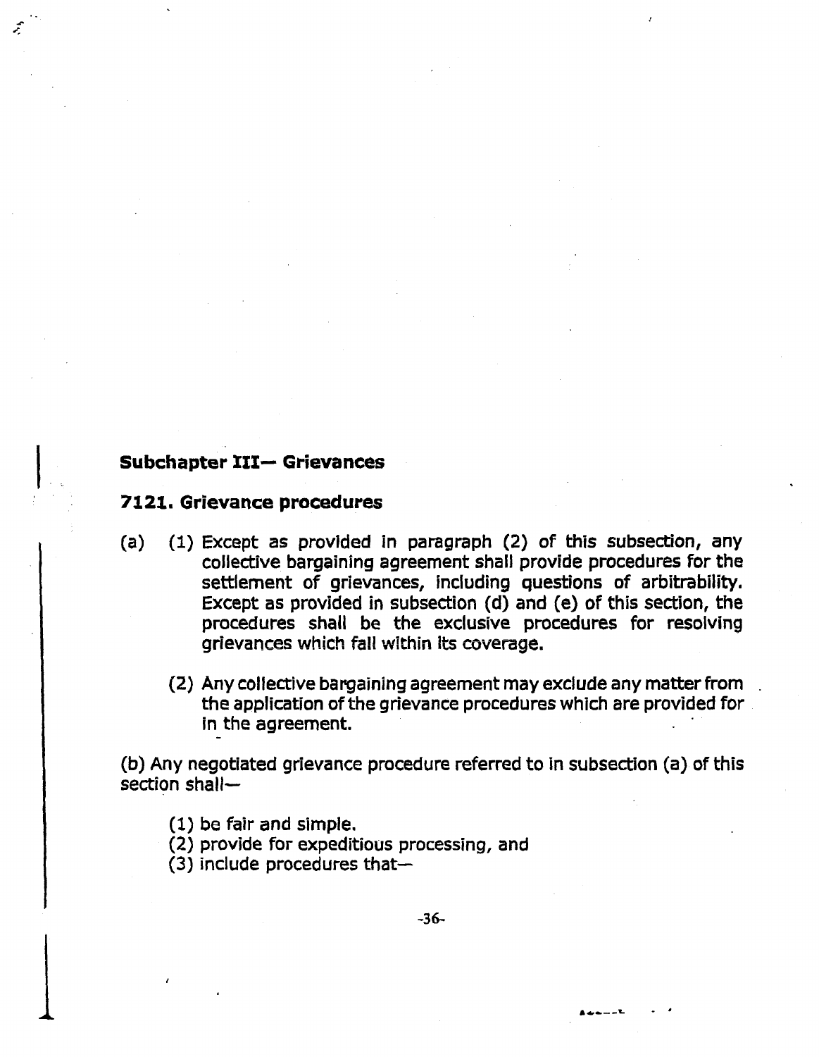**Subchapter III— Grievances**

**7121. Grievance procedures**

(a) (1) Except as provided in paragraph (2) of this subsection, any collective bargaining agreement shall provide procedures for the settlement of grievances, including questions of arbitrability. Except as provided in subsection (d) and (e) of this section, the procedures shall be the exclusive procedures for resolving grievances which fall within its coverage.

(2) Any collective bargaining agreement may exclude any matter from the application of the grievance procedures which are provided for in the agreement.

(b) Any negotiated grievance procedure referred to in subsection (a) of this section shall—

(1) be fair and simple.
(2) provide for expeditious processing, and
(3) include procedures that—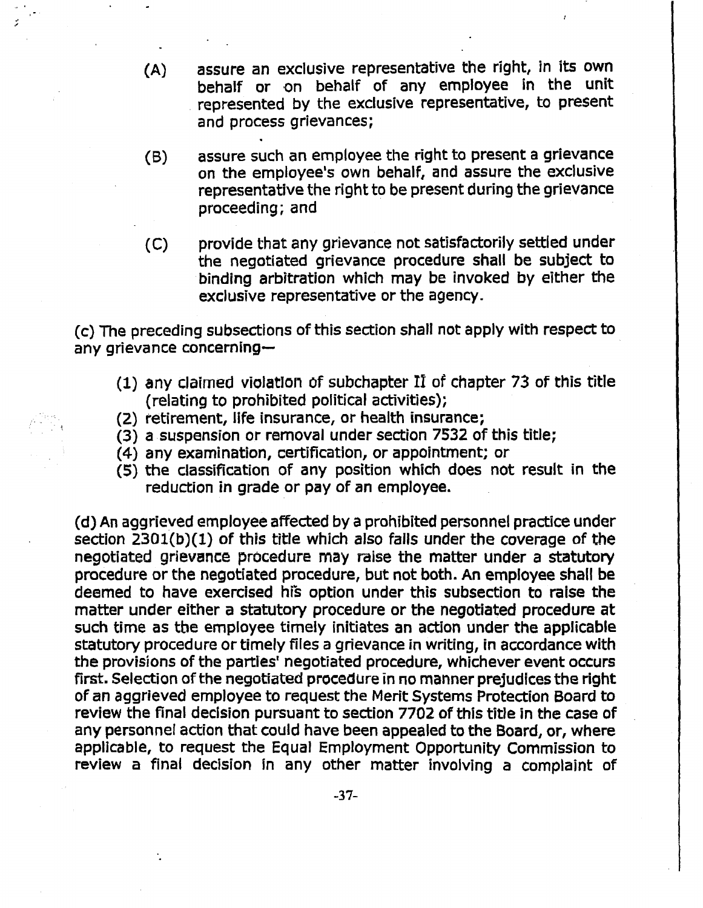(A) assure an exclusive representative the right, in its own behalf or on behalf of any employee in the unit represented by the exclusive representative, to present and process grievances;

(B) assure such an employee the right to present a grievance on the employee's own behalf, and assure the exclusive representative the right to be present during the grievance proceeding; and

(C) provide that any grievance not satisfactorily settled under the negotiated grievance procedure shall be subject to binding arbitration which may be invoked by either the exclusive representative or the agency.

(c) The preceding subsections of this section shall not apply with respect to any grievance concerning—

(1) any claimed violation of subchapter II of chapter 73 of this title (relating to prohibited political activities);
(2) retirement, life insurance, or health insurance;
(3) a suspension or removal under section 7532 of this title;
(4) any examination, certification, or appointment; or
(5) the classification of any position which does not result in the reduction in grade or pay of an employee.

(d) An aggrieved employee affected by a prohibited personnel practice under section 2301(b)(1) of this title which also falls under the coverage of the negotiated grievance procedure may raise the matter under a statutory procedure or the negotiated procedure, but not both. An employee shall be deemed to have exercised his option under this subsection to raise the matter under either a statutory procedure or the negotiated procedure at such time as the employee timely initiates an action under the applicable statutory procedure or timely files a grievance in writing, in accordance with the provisions of the parties' negotiated procedure, whichever event occurs first. Selection of the negotiated procedure in no manner prejudices the right of an aggrieved employee to request the Merit Systems Protection Board to review the final decision pursuant to section 7702 of this title in the case of any personnel action that could have been appealed to the Board, or, where applicable, to request the Equal Employment Opportunity Commission to review a final decision in any other matter involving a complaint of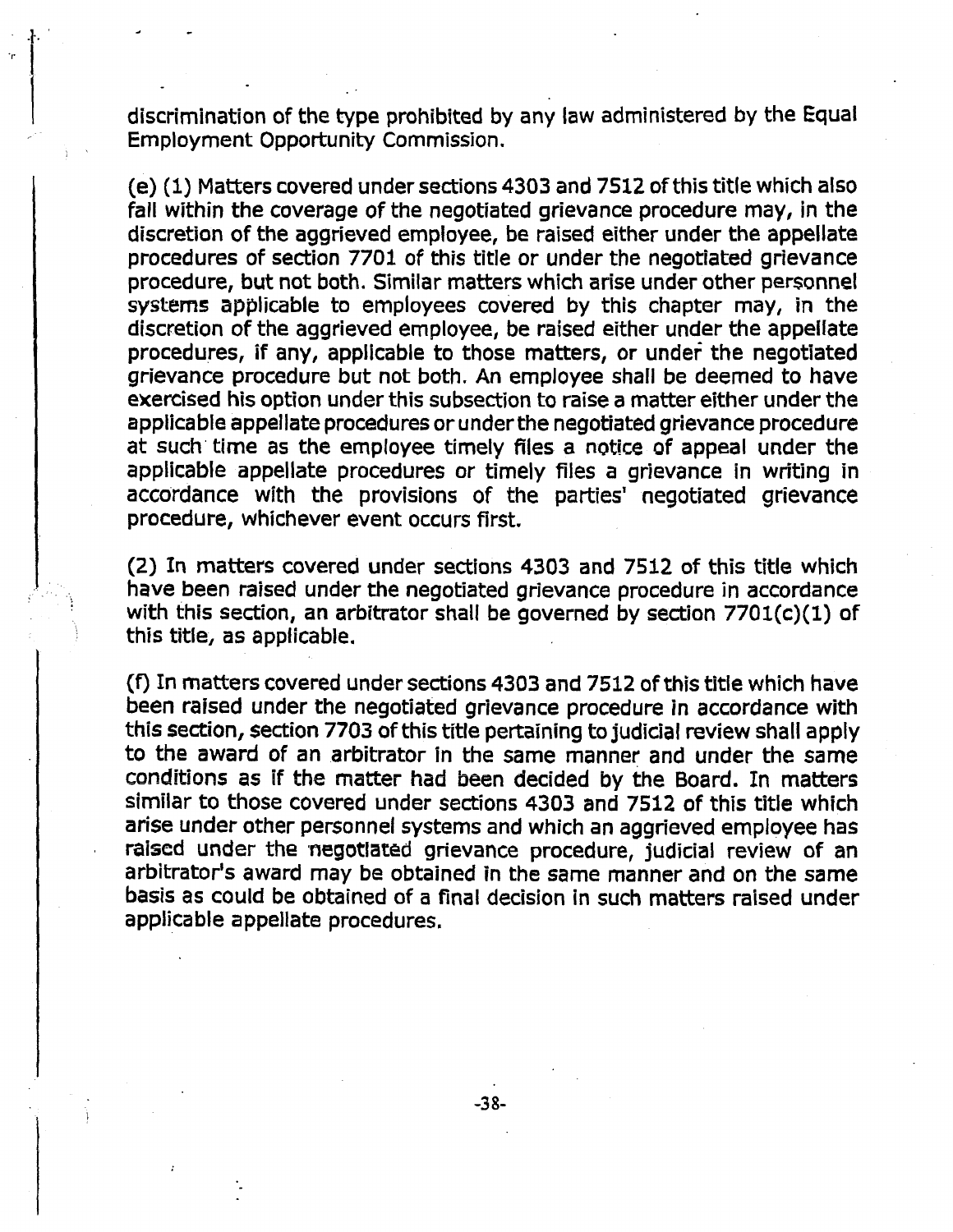discrimination of the type prohibited by any law administered by the Equal Employment Opportunity Commission.

(e) (1) Matters covered under sections 4303 and 7512 of this title which also fall within the coverage of the negotiated grievance procedure may, in the discretion of the aggrieved employee, be raised either under the appellate procedures of section 7701 of this title or under the negotiated grievance procedure, but not both. Similar matters which arise under other personnel systems applicable to employees covered by this chapter may, in the discretion of the aggrieved employee, be raised either under the appellate procedures, if any, applicable to those matters, or under the negotiated grievance procedure but not both. An employee shall be deemed to have exercised his option under this subsection to raise a matter either under the applicable appellate procedures or under the negotiated grievance procedure at such time as the employee timely files a notice of appeal under the applicable appellate procedures or timely files a grievance in writing in accordance with the provisions of the parties' negotiated grievance procedure, whichever event occurs first.

(2) In matters covered under sections 4303 and 7512 of this title which have been raised under the negotiated grievance procedure in accordance with this section, an arbitrator shall be governed by section 7701(c)(1) of this title, as applicable.

(f) In matters covered under sections 4303 and 7512 of this title which have been raised under the negotiated grievance procedure in accordance with this section, section 7703 of this title pertaining to judicial review shall apply to the award of an arbitrator in the same manner and under the same conditions as if the matter had been decided by the Board. In matters similar to those covered under sections 4303 and 7512 of this title which arise under other personnel systems and which an aggrieved employee has raised under the negotiated grievance procedure, judicial review of an arbitrator's award may be obtained in the same manner and on the same basis as could be obtained of a final decision in such matters raised under applicable appellate procedures.